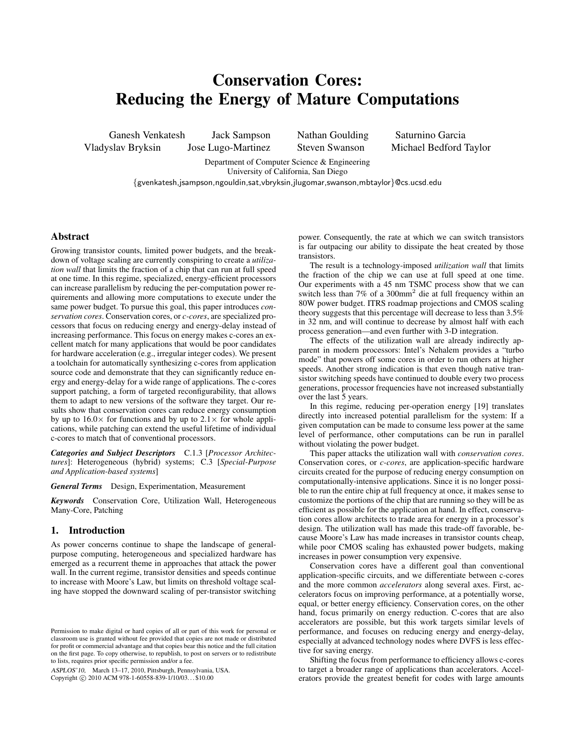# Conservation Cores: Reducing the Energy of Mature Computations

Ganesh Venkatesh, Jack Sampson, Nathan Goulding, Saturnino Garcia, Vladyslav Bryksin, Jose Lugo-Martinez, Steven Swanson, Michael Bedford Taylor

Department of Computer Science & Engineering
University of California, San Diego
{gvenkatesh,jsampson,ngouldin,sat,vbryksin,jlugomar,swanson,mbtaylor}@cs.ucsd.edu

## Abstract

Growing transistor counts, limited power budgets, and the breakdown of voltage scaling are currently conspiring to create a *utilization wall* that limits the fraction of a chip that can run at full speed at one time. In this regime, specialized, energy-efficient processors can increase parallelism by reducing the per-computation power requirements and allowing more computations to execute under the same power budget. To pursue this goal, this paper introduces *conservation cores*. Conservation cores, or *c-cores*, are specialized processors that focus on reducing energy and energy-delay instead of increasing performance. This focus on energy makes c-cores an excellent match for many applications that would be poor candidates for hardware acceleration (e.g., irregular integer codes). We present a toolchain for automatically synthesizing c-cores from application source code and demonstrate that they can significantly reduce energy and energy-delay for a wide range of applications. The c-cores support patching, a form of targeted reconfigurability, that allows them to adapt to new versions of the software they target. Our results show that conservation cores can reduce energy consumption by up to 16.0× for functions and by up to 2.1× for whole applications, while patching can extend the useful lifetime of individual c-cores to match that of conventional processors.

***Categories and Subject Descriptors*** C.1.3 [*Processor Architectures*]: Heterogeneous (hybrid) systems; C.3 [*Special-Purpose and Application-based systems*]

***General Terms*** Design, Experimentation, Measurement

***Keywords*** Conservation Core, Utilization Wall, Heterogeneous Many-Core, Patching

## 1. Introduction

As power concerns continue to shape the landscape of general-purpose computing, heterogeneous and specialized hardware has emerged as a recurrent theme in approaches that attack the power wall. In the current regime, transistor densities and speeds continue to increase with Moore's Law, but limits on threshold voltage scaling have stopped the downward scaling of per-transistor switching power. Consequently, the rate at which we can switch transistors is far outpacing our ability to dissipate the heat created by those transistors.

The result is a technology-imposed *utilization wall* that limits the fraction of the chip we can use at full speed at one time. Our experiments with a 45 nm TSMC process show that we can switch less than 7% of a 300mm$^2$ die at full frequency within an 80W power budget. ITRS roadmap projections and CMOS scaling theory suggests that this percentage will decrease to less than 3.5% in 32 nm, and will continue to decrease by almost half with each process generation—and even further with 3-D integration.

The effects of the utilization wall are already indirectly apparent in modern processors: Intel's Nehalem provides a "turbo mode" that powers off some cores in order to run others at higher speeds. Another strong indication is that even though native transistor switching speeds have continued to double every two process generations, processor frequencies have not increased substantially over the last 5 years.

In this regime, reducing per-operation energy [19] translates directly into increased potential parallelism for the system: If a given computation can be made to consume less power at the same level of performance, other computations can be run in parallel without violating the power budget.

This paper attacks the utilization wall with *conservation cores*. Conservation cores, or *c-cores*, are application-specific hardware circuits created for the purpose of reducing energy consumption on computationally-intensive applications. Since it is no longer possible to run the entire chip at full frequency at once, it makes sense to customize the portions of the chip that are running so they will be as efficient as possible for the application at hand. In effect, conservation cores allow architects to trade area for energy in a processor's design. The utilization wall has made this trade-off favorable, because Moore's Law has made increases in transistor counts cheap, while poor CMOS scaling has exhausted power budgets, making increases in power consumption very expensive.

Conservation cores have a different goal than conventional application-specific circuits, and we differentiate between c-cores and the more common *accelerators* along several axes. First, accelerators focus on improving performance, at a potentially worse, equal, or better energy efficiency. Conservation cores, on the other hand, focus primarily on energy reduction. C-cores that are also accelerators are possible, but this work targets similar levels of performance, and focuses on reducing energy and energy-delay, especially at advanced technology nodes where DVFS is less effective for saving energy.

Shifting the focus from performance to efficiency allows c-cores to target a broader range of applications than accelerators. Accelerators provide the greatest benefit for codes with large amounts

Permission to make digital or hard copies of all or part of this work for personal or classroom use is granted without fee provided that copies are not made or distributed for profit or commercial advantage and that copies bear this notice and the full citation on the first page. To copy otherwise, to republish, to post on servers or to redistribute to lists, requires prior specific permission and/or a fee.

*ASPLOS'10,* March 13–17, 2010, Pittsburgh, Pennsylvania, USA.
Copyright © 2010 ACM 978-1-60558-839-1/10/03…$10.00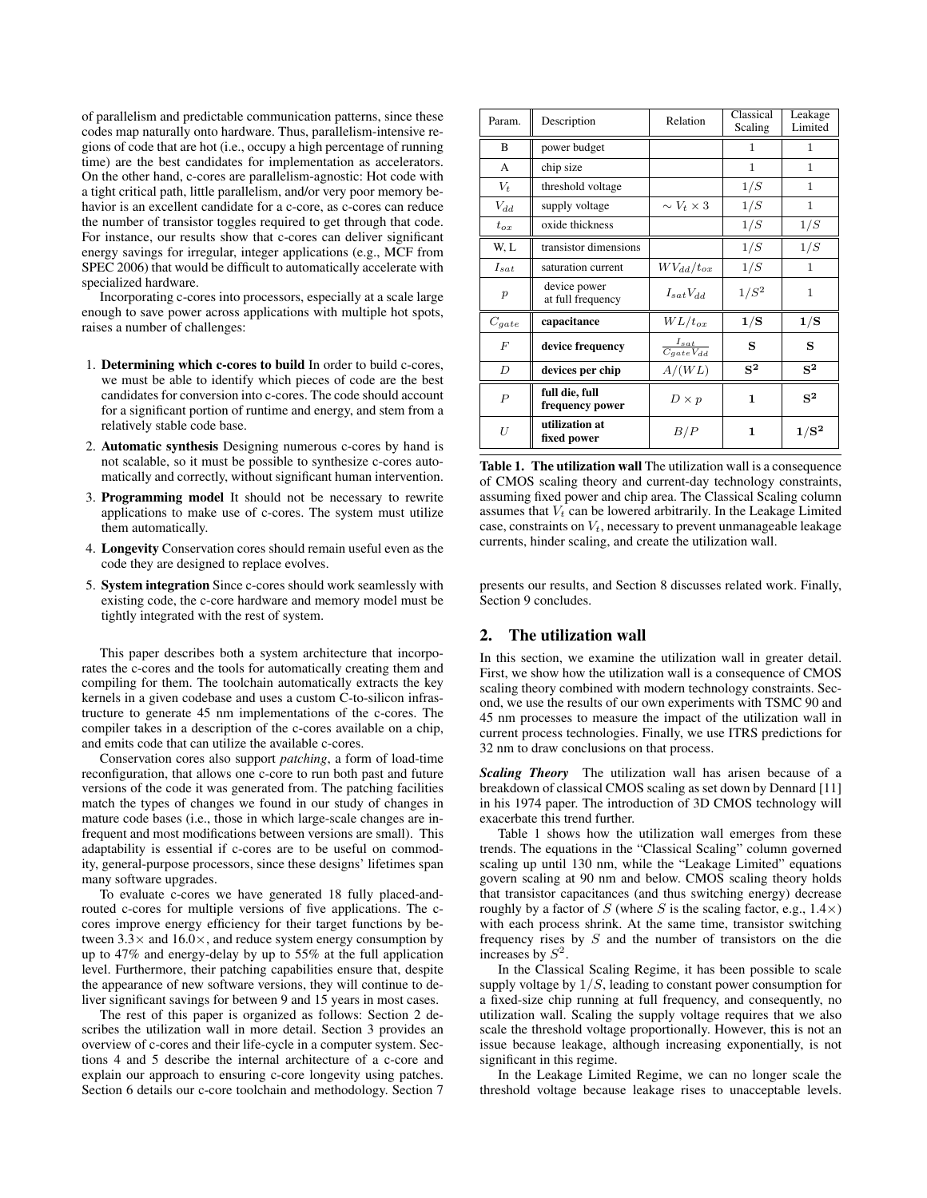of parallelism and predictable communication patterns, since these codes map naturally onto hardware. Thus, parallelism-intensive regions of code that are hot (i.e., occupy a high percentage of running time) are the best candidates for implementation as accelerators. On the other hand, c-cores are parallelism-agnostic: Hot code with a tight critical path, little parallelism, and/or very poor memory behavior is an excellent candidate for a c-core, as c-cores can reduce the number of transistor toggles required to get through that code. For instance, our results show that c-cores can deliver significant energy savings for irregular, integer applications (e.g., MCF from SPEC 2006) that would be difficult to automatically accelerate with specialized hardware.

Incorporating c-cores into processors, especially at a scale large enough to save power across applications with multiple hot spots, raises a number of challenges:

1. **Determining which c-cores to build** In order to build c-cores, we must be able to identify which pieces of code are the best candidates for conversion into c-cores. The code should account for a significant portion of runtime and energy, and stem from a relatively stable code base.
2. **Automatic synthesis** Designing numerous c-cores by hand is not scalable, so it must be possible to synthesize c-cores automatically and correctly, without significant human intervention.
3. **Programming model** It should not be necessary to rewrite applications to make use of c-cores. The system must utilize them automatically.
4. **Longevity** Conservation cores should remain useful even as the code they are designed to replace evolves.
5. **System integration** Since c-cores should work seamlessly with existing code, the c-core hardware and memory model must be tightly integrated with the rest of system.

This paper describes both a system architecture that incorporates the c-cores and the tools for automatically creating them and compiling for them. The toolchain automatically extracts the key kernels in a given codebase and uses a custom C-to-silicon infrastructure to generate 45 nm implementations of the c-cores. The compiler takes in a description of the c-cores available on a chip, and emits code that can utilize the available c-cores.

Conservation cores also support *patching*, a form of load-time reconfiguration, that allows one c-core to run both past and future versions of the code it was generated from. The patching facilities match the types of changes we found in our study of changes in mature code bases (i.e., those in which large-scale changes are infrequent and most modifications between versions are small). This adaptability is essential if c-cores are to be useful on commodity, general-purpose processors, since these designs' lifetimes span many software upgrades.

To evaluate c-cores we have generated 18 fully placed-and-routed c-cores for multiple versions of five applications. The c-cores improve energy efficiency for their target functions by between 3.3× and 16.0×, and reduce system energy consumption by up to 47% and energy-delay by up to 55% at the full application level. Furthermore, their patching capabilities ensure that, despite the appearance of new software versions, they will continue to deliver significant savings for between 9 and 15 years in most cases.

The rest of this paper is organized as follows: Section 2 describes the utilization wall in more detail. Section 3 provides an overview of c-cores and their life-cycle in a computer system. Sections 4 and 5 describe the internal architecture of a c-core and explain our approach to ensuring c-core longevity using patches. Section 6 details our c-core toolchain and methodology. Section 7 presents our results, and Section 8 discusses related work. Finally, Section 9 concludes.

| Param. | Description | Relation | Classical Scaling | Leakage Limited |
|---|---|---|---|---|
| B | power budget | | 1 | 1 |
| A | chip size | | 1 | 1 |
| $V_t$ | threshold voltage | | $1/S$ | 1 |
| $V_{dd}$ | supply voltage | $\sim V_t \times 3$ | $1/S$ | 1 |
| $t_{ox}$ | oxide thickness | | $1/S$ | $1/S$ |
| W, L | transistor dimensions | | $1/S$ | $1/S$ |
| $I_{sat}$ | saturation current | $WV_{dd}/t_{ox}$ | $1/S$ | 1 |
| $p$ | device power at full frequency | $I_{sat}V_{dd}$ | $1/S^2$ | 1 |
| $C_{gate}$ | **capacitance** | $WL/t_{ox}$ | $\mathbf{1/S}$ | $\mathbf{1/S}$ |
| $F$ | **device frequency** | $\frac{I_{sat}}{C_{gate}V_{dd}}$ | $\mathbf{S}$ | $\mathbf{S}$ |
| $D$ | **devices per chip** | $A/(WL)$ | $\mathbf{S^2}$ | $\mathbf{S^2}$ |
| $P$ | **full die, full frequency power** | $D \times p$ | $\mathbf{1}$ | $\mathbf{S^2}$ |
| $U$ | **utilization at fixed power** | $B/P$ | $\mathbf{1}$ | $\mathbf{1/S^2}$ |

**Table 1. The utilization wall** The utilization wall is a consequence of CMOS scaling theory and current-day technology constraints, assuming fixed power and chip area. The Classical Scaling column assumes that $V_t$ can be lowered arbitrarily. In the Leakage Limited case, constraints on $V_t$, necessary to prevent unmanageable leakage currents, hinder scaling, and create the utilization wall.

## 2. The utilization wall

In this section, we examine the utilization wall in greater detail. First, we show how the utilization wall is a consequence of CMOS scaling theory combined with modern technology constraints. Second, we use the results of our own experiments with TSMC 90 and 45 nm processes to measure the impact of the utilization wall in current process technologies. Finally, we use ITRS predictions for 32 nm to draw conclusions on that process.

***Scaling Theory*** The utilization wall has arisen because of a breakdown of classical CMOS scaling as set down by Dennard [11] in his 1974 paper. The introduction of 3D CMOS technology will exacerbate this trend further.

Table 1 shows how the utilization wall emerges from these trends. The equations in the "Classical Scaling" column governed scaling up until 130 nm, while the "Leakage Limited" equations govern scaling at 90 nm and below. CMOS scaling theory holds that transistor capacitances (and thus switching energy) decrease roughly by a factor of $S$ (where $S$ is the scaling factor, e.g., 1.4×) with each process shrink. At the same time, transistor switching frequency rises by $S$ and the number of transistors on the die increases by $S^2$.

In the Classical Scaling Regime, it has been possible to scale supply voltage by $1/S$, leading to constant power consumption for a fixed-size chip running at full frequency, and consequently, no utilization wall. Scaling the supply voltage requires that we also scale the threshold voltage proportionally. However, this is not an issue because leakage, although increasing exponentially, is not significant in this regime.

In the Leakage Limited Regime, we can no longer scale the threshold voltage because leakage rises to unacceptable levels.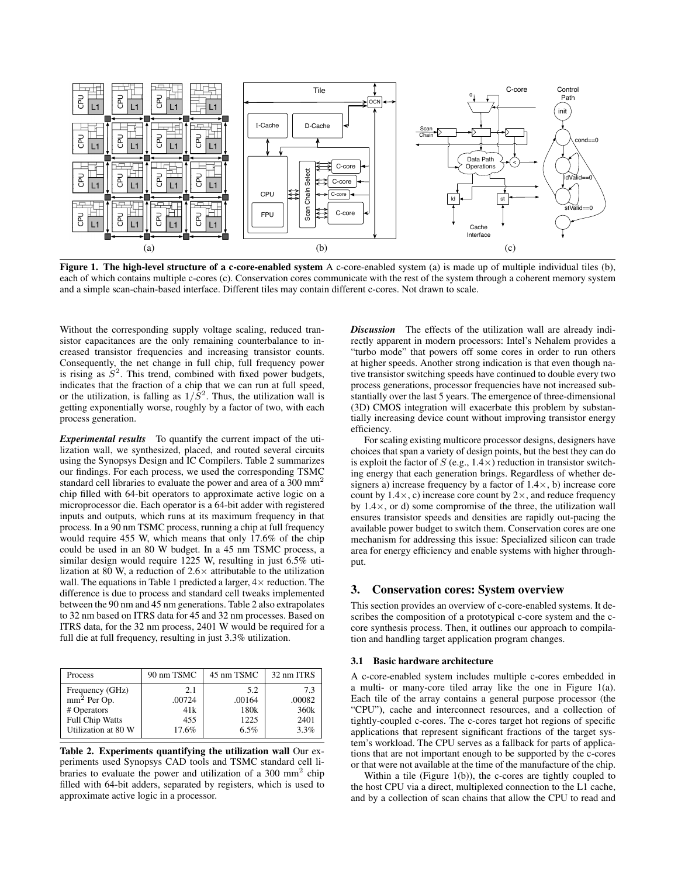**Figure 1. The high-level structure of a c-core-enabled system** A c-core-enabled system (a) is made up of multiple individual tiles (b), each of which contains multiple c-cores (c). Conservation cores communicate with the rest of the system through a coherent memory system and a simple scan-chain-based interface. Different tiles may contain different c-cores. Not drawn to scale.

Without the corresponding supply voltage scaling, reduced transistor capacitances are the only remaining counterbalance to increased transistor frequencies and increasing transistor counts. Consequently, the net change in full chip, full frequency power is rising as $S^2$. This trend, combined with fixed power budgets, indicates that the fraction of a chip that we can run at full speed, or the utilization, is falling as $1/S^2$. Thus, the utilization wall is getting exponentially worse, roughly by a factor of two, with each process generation.

***Experimental results*** To quantify the current impact of the utilization wall, we synthesized, placed, and routed several circuits using the Synopsys Design and IC Compilers. Table 2 summarizes our findings. For each process, we used the corresponding TSMC standard cell libraries to evaluate the power and area of a 300 mm$^2$ chip filled with 64-bit operators to approximate active logic on a microprocessor die. Each operator is a 64-bit adder with registered inputs and outputs, which runs at its maximum frequency in that process. In a 90 nm TSMC process, running a chip at full frequency would require 455 W, which means that only 17.6% of the chip could be used in an 80 W budget. In a 45 nm TSMC process, a similar design would require 1225 W, resulting in just 6.5% utilization at 80 W, a reduction of 2.6× attributable to the utilization wall. The equations in Table 1 predicted a larger, 4× reduction. The difference is due to process and standard cell tweaks implemented between the 90 nm and 45 nm generations. Table 2 also extrapolates to 32 nm based on ITRS data for 45 and 32 nm processes. Based on ITRS data, for the 32 nm process, 2401 W would be required for a full die at full frequency, resulting in just 3.3% utilization.

| Process | 90 nm TSMC | 45 nm TSMC | 32 nm ITRS |
|---|---|---|---|
| Frequency (GHz) | 2.1 | 5.2 | 7.3 |
| mm$^2$ Per Op. | .00724 | .00164 | .00082 |
| # Operators | 41k | 180k | 360k |
| Full Chip Watts | 455 | 1225 | 2401 |
| Utilization at 80 W | 17.6% | 6.5% | 3.3% |

**Table 2. Experiments quantifying the utilization wall** Our experiments used Synopsys CAD tools and TSMC standard cell libraries to evaluate the power and utilization of a 300 mm$^2$ chip filled with 64-bit adders, separated by registers, which is used to approximate active logic in a processor.

***Discussion*** The effects of the utilization wall are already indirectly apparent in modern processors: Intel's Nehalem provides a "turbo mode" that powers off some cores in order to run others at higher speeds. Another strong indication is that even though native transistor switching speeds have continued to double every two process generations, processor frequencies have not increased substantially over the last 5 years. The emergence of three-dimensional (3D) CMOS integration will exacerbate this problem by substantially increasing device count without improving transistor energy efficiency.

For scaling existing multicore processor designs, designers have choices that span a variety of design points, but the best they can do is exploit the factor of $S$ (e.g., 1.4×) reduction in transistor switching energy that each generation brings. Regardless of whether designers a) increase frequency by a factor of 1.4×, b) increase core count by 1.4×, c) increase core count by 2×, and reduce frequency by 1.4×, or d) some compromise of the three, the utilization wall ensures transistor speeds and densities are rapidly out-pacing the available power budget to switch them. Conservation cores are one mechanism for addressing this issue: Specialized silicon can trade area for energy efficiency and enable systems with higher throughput.

## 3. Conservation cores: System overview

This section provides an overview of c-core-enabled systems. It describes the composition of a prototypical c-core system and the c-core synthesis process. Then, it outlines our approach to compilation and handling target application program changes.

### 3.1 Basic hardware architecture

A c-core-enabled system includes multiple c-cores embedded in a multi- or many-core tiled array like the one in Figure 1(a). Each tile of the array contains a general purpose processor (the "CPU"), cache and interconnect resources, and a collection of tightly-coupled c-cores. The c-cores target hot regions of specific applications that represent significant fractions of the target system's workload. The CPU serves as a fallback for parts of applications that are not important enough to be supported by the c-cores or that were not available at the time of the manufacture of the chip.

Within a tile (Figure 1(b)), the c-cores are tightly coupled to the host CPU via a direct, multiplexed connection to the L1 cache, and by a collection of scan chains that allow the CPU to read and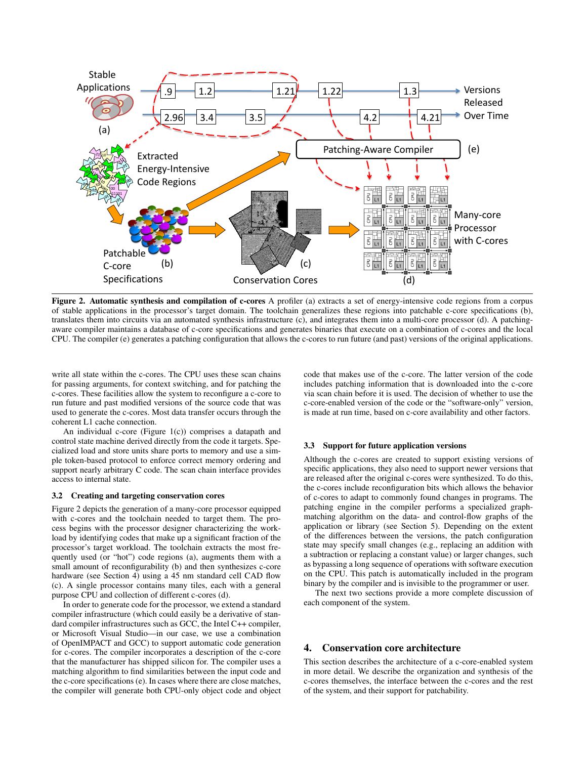**Figure 2. Automatic synthesis and compilation of c-cores** A profiler (a) extracts a set of energy-intensive code regions from a corpus of stable applications in the processor's target domain. The toolchain generalizes these regions into patchable c-core specifications (b), translates them into circuits via an automated synthesis infrastructure (c), and integrates them into a multi-core processor (d). A patching-aware compiler maintains a database of c-core specifications and generates binaries that execute on a combination of c-cores and the local CPU. The compiler (e) generates a patching configuration that allows the c-cores to run future (and past) versions of the original applications.

write all state within the c-cores. The CPU uses these scan chains for passing arguments, for context switching, and for patching the c-cores. These facilities allow the system to reconfigure a c-core to run future and past modified versions of the source code that was used to generate the c-cores. Most data transfer occurs through the coherent L1 cache connection.

An individual c-core (Figure 1(c)) comprises a datapath and control state machine derived directly from the code it targets. Specialized load and store units share ports to memory and use a simple token-based protocol to enforce correct memory ordering and support nearly arbitrary C code. The scan chain interface provides access to internal state.

### 3.2 Creating and targeting conservation cores

Figure 2 depicts the generation of a many-core processor equipped with c-cores and the toolchain needed to target them. The process begins with the processor designer characterizing the workload by identifying codes that make up a significant fraction of the processor's target workload. The toolchain extracts the most frequently used (or "hot") code regions (a), augments them with a small amount of reconfigurability (b) and then synthesizes c-core hardware (see Section 4) using a 45 nm standard cell CAD flow (c). A single processor contains many tiles, each with a general purpose CPU and collection of different c-cores (d).

In order to generate code for the processor, we extend a standard compiler infrastructure (which could easily be a derivative of standard compiler infrastructures such as GCC, the Intel C++ compiler, or Microsoft Visual Studio—in our case, we use a combination of OpenIMPACT and GCC) to support automatic code generation for c-cores. The compiler incorporates a description of the c-core that the manufacturer has shipped silicon for. The compiler uses a matching algorithm to find similarities between the input code and the c-core specifications (e). In cases where there are close matches, the compiler will generate both CPU-only object code and object code that makes use of the c-core. The latter version of the code includes patching information that is downloaded into the c-core via scan chain before it is used. The decision of whether to use the c-core-enabled version of the code or the "software-only" version, is made at run time, based on c-core availability and other factors.

### 3.3 Support for future application versions

Although the c-cores are created to support existing versions of specific applications, they also need to support newer versions that are released after the original c-cores were synthesized. To do this, the c-cores include reconfiguration bits which allows the behavior of c-cores to adapt to commonly found changes in programs. The patching engine in the compiler performs a specialized graph-matching algorithm on the data- and control-flow graphs of the application or library (see Section 5). Depending on the extent of the differences between the versions, the patch configuration state may specify small changes (e.g., replacing an addition with a subtraction or replacing a constant value) or larger changes, such as bypassing a long sequence of operations with software execution on the CPU. This patch is automatically included in the program binary by the compiler and is invisible to the programmer or user.

The next two sections provide a more complete discussion of each component of the system.

## 4. Conservation core architecture

This section describes the architecture of a c-core-enabled system in more detail. We describe the organization and synthesis of the c-cores themselves, the interface between the c-cores and the rest of the system, and their support for patchability.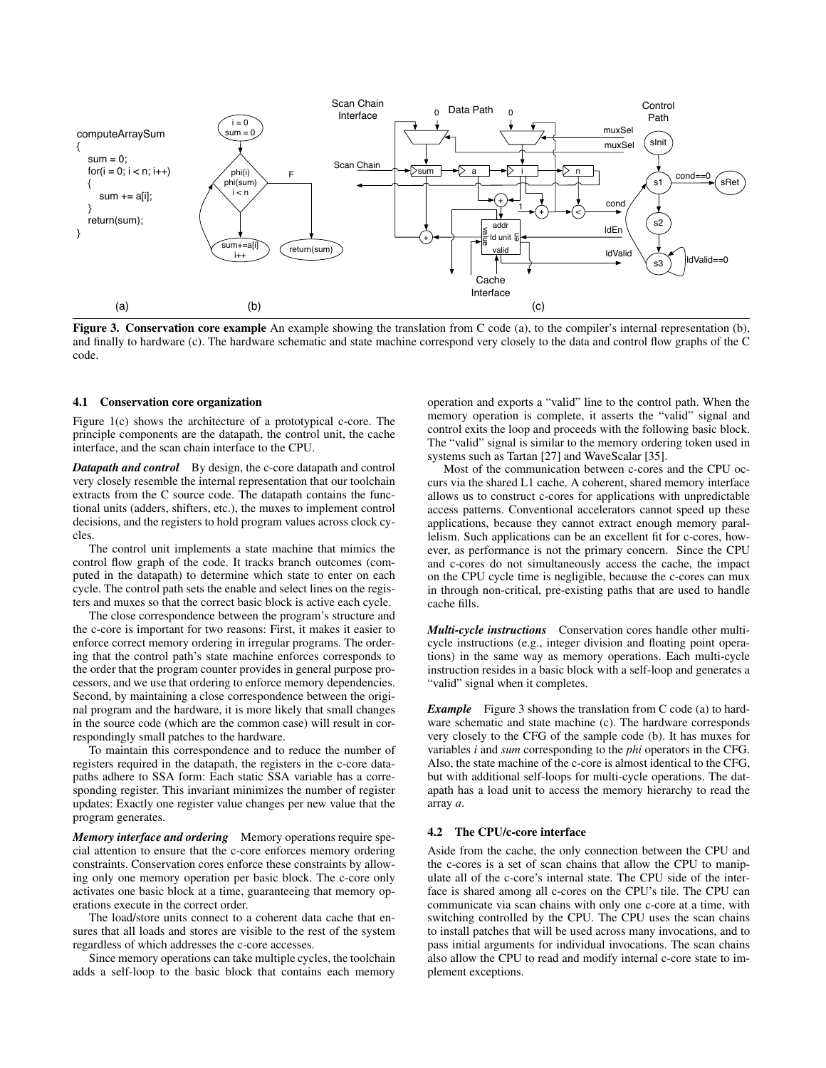**Figure 3. Conservation core example** An example showing the translation from C code (a), to the compiler's internal representation (b), and finally to hardware (c). The hardware schematic and state machine correspond very closely to the data and control flow graphs of the C code.

### 4.1 Conservation core organization

Figure 1(c) shows the architecture of a prototypical c-core. The principle components are the datapath, the control unit, the cache interface, and the scan chain interface to the CPU.

***Datapath and control*** By design, the c-core datapath and control very closely resemble the internal representation that our toolchain extracts from the C source code. The datapath contains the functional units (adders, shifters, etc.), the muxes to implement control decisions, and the registers to hold program values across clock cycles.

The control unit implements a state machine that mimics the control flow graph of the code. It tracks branch outcomes (computed in the datapath) to determine which state to enter on each cycle. The control path sets the enable and select lines on the registers and muxes so that the correct basic block is active each cycle.

The close correspondence between the program's structure and the c-core is important for two reasons: First, it makes it easier to enforce correct memory ordering in irregular programs. The ordering that the control path's state machine enforces corresponds to the order that the program counter provides in general purpose processors, and we use that ordering to enforce memory dependencies. Second, by maintaining a close correspondence between the original program and the hardware, it is more likely that small changes in the source code (which are the common case) will result in correspondingly small patches to the hardware.

To maintain this correspondence and to reduce the number of registers required in the datapath, the registers in the c-core datapaths adhere to SSA form: Each static SSA variable has a corresponding register. This invariant minimizes the number of register updates: Exactly one register value changes per new value that the program generates.

***Memory interface and ordering*** Memory operations require special attention to ensure that the c-core enforces memory ordering constraints. Conservation cores enforce these constraints by allowing only one memory operation per basic block. The c-core only activates one basic block at a time, guaranteeing that memory operations execute in the correct order.

The load/store units connect to a coherent data cache that ensures that all loads and stores are visible to the rest of the system regardless of which addresses the c-core accesses.

Since memory operations can take multiple cycles, the toolchain adds a self-loop to the basic block that contains each memory operation and exports a "valid" line to the control path. When the memory operation is complete, it asserts the "valid" signal and control exits the loop and proceeds with the following basic block. The "valid" signal is similar to the memory ordering token used in systems such as Tartan [27] and WaveScalar [35].

Most of the communication between c-cores and the CPU occurs via the shared L1 cache. A coherent, shared memory interface allows us to construct c-cores for applications with unpredictable access patterns. Conventional accelerators cannot speed up these applications, because they cannot extract enough memory parallelism. Such applications can be an excellent fit for c-cores, however, as performance is not the primary concern. Since the CPU and c-cores do not simultaneously access the cache, the impact on the CPU cycle time is negligible, because the c-cores can mux in through non-critical, pre-existing paths that are used to handle cache fills.

***Multi-cycle instructions*** Conservation cores handle other multi-cycle instructions (e.g., integer division and floating point operations) in the same way as memory operations. Each multi-cycle instruction resides in a basic block with a self-loop and generates a "valid" signal when it completes.

***Example*** Figure 3 shows the translation from C code (a) to hardware schematic and state machine (c). The hardware corresponds very closely to the CFG of the sample code (b). It has muxes for variables *i* and *sum* corresponding to the *phi* operators in the CFG. Also, the state machine of the c-core is almost identical to the CFG, but with additional self-loops for multi-cycle operations. The datapath has a load unit to access the memory hierarchy to read the array *a*.

### 4.2 The CPU/c-core interface

Aside from the cache, the only connection between the CPU and the c-cores is a set of scan chains that allow the CPU to manipulate all of the c-core's internal state. The CPU side of the interface is shared among all c-cores on the CPU's tile. The CPU can communicate via scan chains with only one c-core at a time, with switching controlled by the CPU. The CPU uses the scan chains to install patches that will be used across many invocations, and to pass initial arguments for individual invocations. The scan chains also allow the CPU to read and modify internal c-core state to implement exceptions.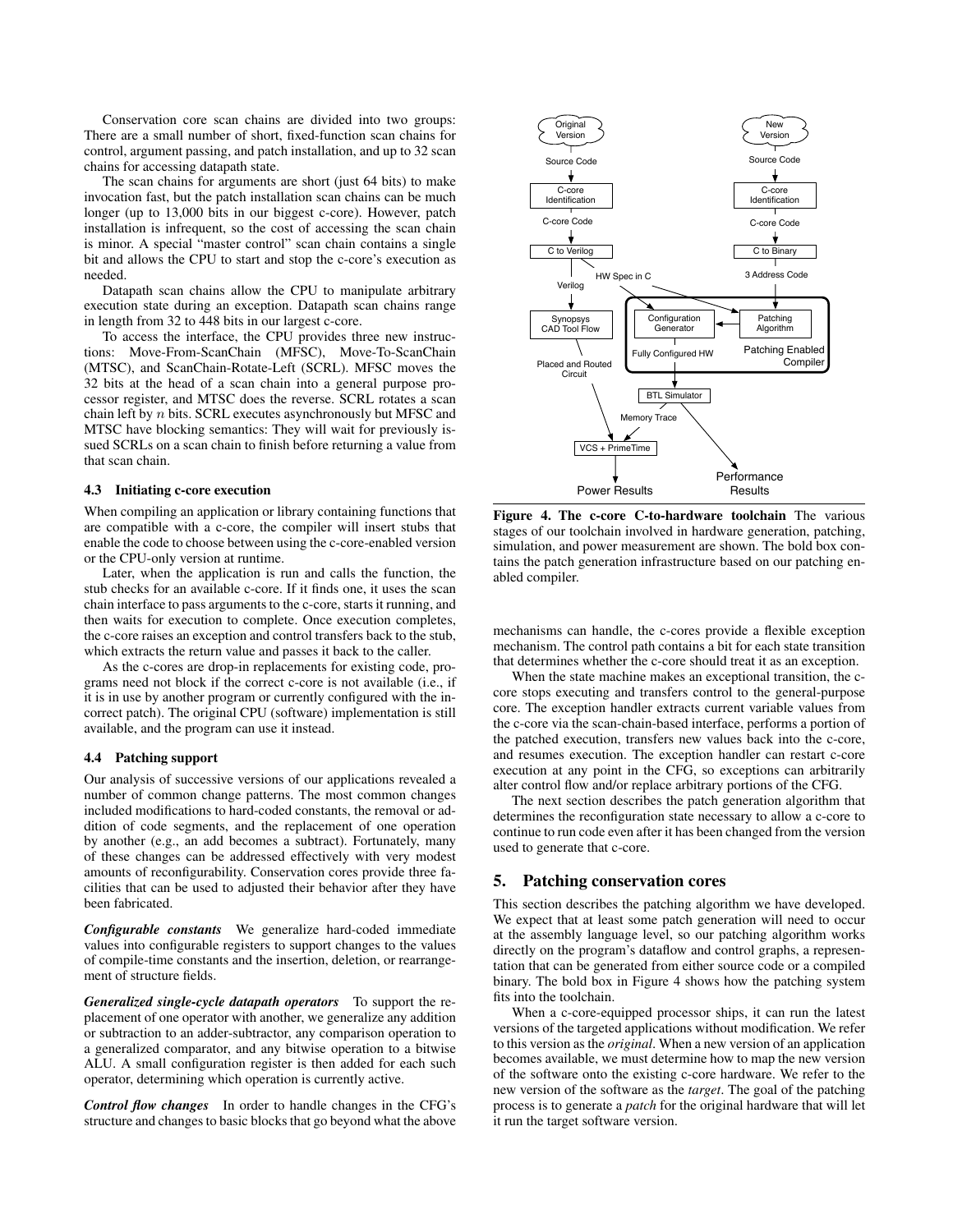Conservation core scan chains are divided into two groups: There are a small number of short, fixed-function scan chains for control, argument passing, and patch installation, and up to 32 scan chains for accessing datapath state.

The scan chains for arguments are short (just 64 bits) to make invocation fast, but the patch installation scan chains can be much longer (up to 13,000 bits in our biggest c-core). However, patch installation is infrequent, so the cost of accessing the scan chain is minor. A special "master control" scan chain contains a single bit and allows the CPU to start and stop the c-core's execution as needed.

Datapath scan chains allow the CPU to manipulate arbitrary execution state during an exception. Datapath scan chains range in length from 32 to 448 bits in our largest c-core.

To access the interface, the CPU provides three new instructions: Move-From-ScanChain (MFSC), Move-To-ScanChain (MTSC), and ScanChain-Rotate-Left (SCRL). MFSC moves the 32 bits at the head of a scan chain into a general purpose processor register, and MTSC does the reverse. SCRL rotates a scan chain left by $n$ bits. SCRL executes asynchronously but MFSC and MTSC have blocking semantics: They will wait for previously issued SCRLs on a scan chain to finish before returning a value from that scan chain.

### 4.3 Initiating c-core execution

When compiling an application or library containing functions that are compatible with a c-core, the compiler will insert stubs that enable the code to choose between using the c-core-enabled version or the CPU-only version at runtime.

Later, when the application is run and calls the function, the stub checks for an available c-core. If it finds one, it uses the scan chain interface to pass arguments to the c-core, starts it running, and then waits for execution to complete. Once execution completes, the c-core raises an exception and control transfers back to the stub, which extracts the return value and passes it back to the caller.

As the c-cores are drop-in replacements for existing code, programs need not block if the correct c-core is not available (i.e., if it is in use by another program or currently configured with the incorrect patch). The original CPU (software) implementation is still available, and the program can use it instead.

### 4.4 Patching support

Our analysis of successive versions of our applications revealed a number of common change patterns. The most common changes included modifications to hard-coded constants, the removal or addition of code segments, and the replacement of one operation by another (e.g., an add becomes a subtract). Fortunately, many of these changes can be addressed effectively with very modest amounts of reconfigurability. Conservation cores provide three facilities that can be used to adjusted their behavior after they have been fabricated.

***Configurable constants*** We generalize hard-coded immediate values into configurable registers to support changes to the values of compile-time constants and the insertion, deletion, or rearrangement of structure fields.

***Generalized single-cycle datapath operators*** To support the replacement of one operator with another, we generalize any addition or subtraction to an adder-subtractor, any comparison operation to a generalized comparator, and any bitwise operation to a bitwise ALU. A small configuration register is then added for each such operator, determining which operation is currently active.

***Control flow changes*** In order to handle changes in the CFG's structure and changes to basic blocks that go beyond what the above mechanisms can handle, the c-cores provide a flexible exception mechanism. The control path contains a bit for each state transition that determines whether the c-core should treat it as an exception.

When the state machine makes an exceptional transition, the c-core stops executing and transfers control to the general-purpose core. The exception handler extracts current variable values from the c-core via the scan-chain-based interface, performs a portion of the patched execution, transfers new values back into the c-core, and resumes execution. The exception handler can restart c-core execution at any point in the CFG, so exceptions can arbitrarily alter control flow and/or replace arbitrary portions of the CFG.

The next section describes the patch generation algorithm that determines the reconfiguration state necessary to allow a c-core to continue to run code even after it has been changed from the version used to generate that c-core.

Original Version
Source Code
C-core Identification
C-core Code
C to Verilog
Verilog
HW Spec in C
Synopsys CAD Tool Flow
Placed and Routed Circuit
New Version
Source Code
C-core Identification
C-core Code
C to Binary
3 Address Code
Configuration Generator
Patching Algorithm
Fully Configured HW
Patching Enabled Compiler
BTL Simulator
Memory Trace
VCS + PrimeTime
Power Results
Performance Results

**Figure 4. The c-core C-to-hardware toolchain** The various stages of our toolchain involved in hardware generation, patching, simulation, and power measurement are shown. The bold box contains the patch generation infrastructure based on our patching enabled compiler.

## 5. Patching conservation cores

This section describes the patching algorithm we have developed. We expect that at least some patch generation will need to occur at the assembly language level, so our patching algorithm works directly on the program's dataflow and control graphs, a representation that can be generated from either source code or a compiled binary. The bold box in Figure 4 shows how the patching system fits into the toolchain.

When a c-core-equipped processor ships, it can run the latest versions of the targeted applications without modification. We refer to this version as the *original*. When a new version of an application becomes available, we must determine how to map the new version of the software onto the existing c-core hardware. We refer to the new version of the software as the *target*. The goal of the patching process is to generate a *patch* for the original hardware that will let it run the target software version.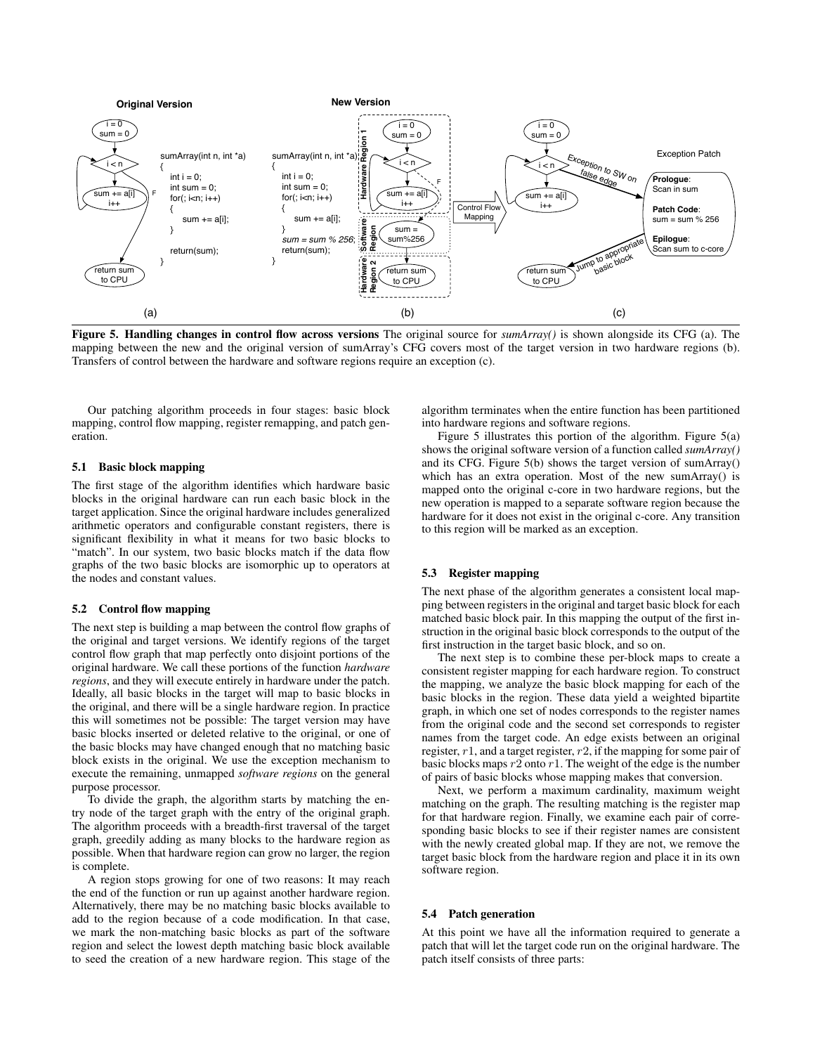Original Version

New Version

```
sumArray(int n, int *a)
{
    int i = 0;
    int sum = 0;
    for(; i<n; i++)
    {
        sum += a[i];
    }

    return(sum);
}
```

```
sumArray(int n, int *a)
{
    int i = 0;
    int sum = 0;
    for(; i<n; i++)
    {
        sum += a[i];
    }
    sum = sum % 256;
    return(sum);
}
```

i = 0
sum = 0
i < n
sum += a[i]
i++
F
return sum
to CPU

Hardware Region 1
Software Region
Hardware Region 2
sum = sum%256

Control Flow Mapping

Exception to SW on false edge

Exception Patch

**Prologue**: Scan in sum

**Patch Code**: sum = sum % 256

**Epilogue**: Scan sum to c-core

Jump to appropriate basic block

(a)

(b)

(c)

**Figure 5. Handling changes in control flow across versions** The original source for *sumArray()* is shown alongside its CFG (a). The mapping between the new and the original version of sumArray's CFG covers most of the target version in two hardware regions (b). Transfers of control between the hardware and software regions require an exception (c).

Our patching algorithm proceeds in four stages: basic block mapping, control flow mapping, register remapping, and patch generation.

### 5.1 Basic block mapping

The first stage of the algorithm identifies which hardware basic blocks in the original hardware can run each basic block in the target application. Since the original hardware includes generalized arithmetic operators and configurable constant registers, there is significant flexibility in what it means for two basic blocks to "match". In our system, two basic blocks match if the data flow graphs of the two basic blocks are isomorphic up to operators at the nodes and constant values.

### 5.2 Control flow mapping

The next step is building a map between the control flow graphs of the original and target versions. We identify regions of the target control flow graph that map perfectly onto disjoint portions of the original hardware. We call these portions of the function *hardware regions*, and they will execute entirely in hardware under the patch. Ideally, all basic blocks in the target will map to basic blocks in the original, and there will be a single hardware region. In practice this will sometimes not be possible: The target version may have basic blocks inserted or deleted relative to the original, or one of the basic blocks may have changed enough that no matching basic block exists in the original. We use the exception mechanism to execute the remaining, unmapped *software regions* on the general purpose processor.

To divide the graph, the algorithm starts by matching the entry node of the target graph with the entry of the original graph. The algorithm proceeds with a breadth-first traversal of the target graph, greedily adding as many blocks to the hardware region as possible. When that hardware region can grow no larger, the region is complete.

A region stops growing for one of two reasons: It may reach the end of the function or run up against another hardware region. Alternatively, there may be no matching basic blocks available to add to the region because of a code modification. In that case, we mark the non-matching basic blocks as part of the software region and select the lowest depth matching basic block available to seed the creation of a new hardware region. This stage of the algorithm terminates when the entire function has been partitioned into hardware regions and software regions.

Figure 5 illustrates this portion of the algorithm. Figure 5(a) shows the original software version of a function called *sumArray()* and its CFG. Figure 5(b) shows the target version of sumArray() which has an extra operation. Most of the new sumArray() is mapped onto the original c-core in two hardware regions, but the new operation is mapped to a separate software region because the hardware for it does not exist in the original c-core. Any transition to this region will be marked as an exception.

### 5.3 Register mapping

The next phase of the algorithm generates a consistent local mapping between registers in the original and target basic block for each matched basic block pair. In this mapping the output of the first instruction in the original basic block corresponds to the output of the first instruction in the target basic block, and so on.

The next step is to combine these per-block maps to create a consistent register mapping for each hardware region. To construct the mapping, we analyze the basic block mapping for each of the basic blocks in the region. These data yield a weighted bipartite graph, in which one set of nodes corresponds to the register names from the original code and the second set corresponds to register names from the target code. An edge exists between an original register, $r1$, and a target register, $r2$, if the mapping for some pair of basic blocks maps $r2$ onto $r1$. The weight of the edge is the number of pairs of basic blocks whose mapping makes that conversion.

Next, we perform a maximum cardinality, maximum weight matching on the graph. The resulting matching is the register map for that hardware region. Finally, we examine each pair of corresponding basic blocks to see if their register names are consistent with the newly created global map. If they are not, we remove the target basic block from the hardware region and place it in its own software region.

### 5.4 Patch generation

At this point we have all the information required to generate a patch that will let the target code run on the original hardware. The patch itself consists of three parts: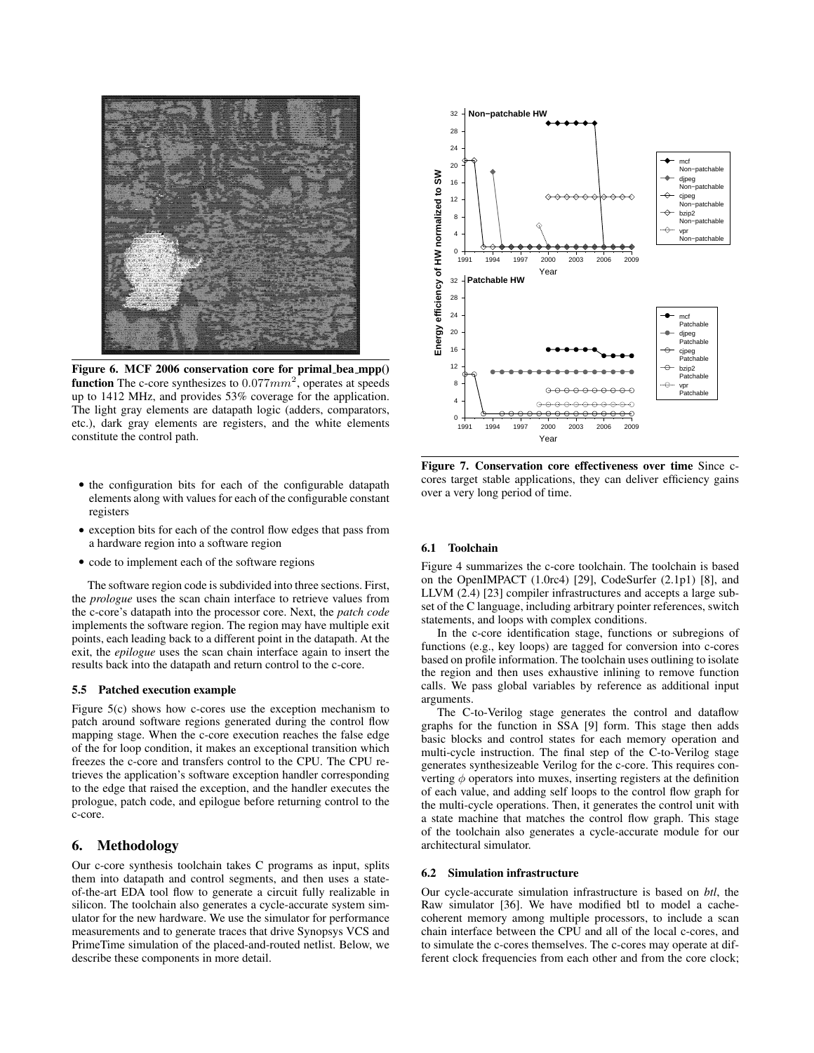**Figure 6. MCF 2006 conservation core for primal_bea_mpp() function** The c-core synthesizes to $0.077mm^2$, operates at speeds up to 1412 MHz, and provides 53% coverage for the application. The light gray elements are datapath logic (adders, comparators, etc.), dark gray elements are registers, and the white elements constitute the control path.

- the configuration bits for each of the configurable datapath elements along with values for each of the configurable constant registers
- exception bits for each of the control flow edges that pass from a hardware region into a software region
- code to implement each of the software regions

The software region code is subdivided into three sections. First, the *prologue* uses the scan chain interface to retrieve values from the c-core's datapath into the processor core. Next, the *patch code* implements the software region. The region may have multiple exit points, each leading back to a different point in the datapath. At the exit, the *epilogue* uses the scan chain interface again to insert the results back into the datapath and return control to the c-core.

### 5.5 Patched execution example

Figure 5(c) shows how c-cores use the exception mechanism to patch around software regions generated during the control flow mapping stage. When the c-core execution reaches the false edge of the for loop condition, it makes an exceptional transition which freezes the c-core and transfers control to the CPU. The CPU retrieves the application's software exception handler corresponding to the edge that raised the exception, and the handler executes the prologue, patch code, and epilogue before returning control to the c-core.

## 6. Methodology

Our c-core synthesis toolchain takes C programs as input, splits them into datapath and control segments, and then uses a state-of-the-art EDA tool flow to generate a circuit fully realizable in silicon. The toolchain also generates a cycle-accurate system simulator for the new hardware. We use the simulator for performance measurements and to generate traces that drive Synopsys VCS and PrimeTime simulation of the placed-and-routed netlist. Below, we describe these components in more detail.

**Figure 7. Conservation core effectiveness over time** Since c-cores target stable applications, they can deliver efficiency gains over a very long period of time.

### 6.1 Toolchain

Figure 4 summarizes the c-core toolchain. The toolchain is based on the OpenIMPACT (1.0rc4) [29], CodeSurfer (2.1p1) [8], and LLVM (2.4) [23] compiler infrastructures and accepts a large subset of the C language, including arbitrary pointer references, switch statements, and loops with complex conditions.

In the c-core identification stage, functions or subregions of functions (e.g., key loops) are tagged for conversion into c-cores based on profile information. The toolchain uses outlining to isolate the region and then uses exhaustive inlining to remove function calls. We pass global variables by reference as additional input arguments.

The C-to-Verilog stage generates the control and dataflow graphs for the function in SSA [9] form. This stage then adds basic blocks and control states for each memory operation and multi-cycle instruction. The final step of the C-to-Verilog stage generates synthesizeable Verilog for the c-core. This requires converting $\phi$ operators into muxes, inserting registers at the definition of each value, and adding self loops to the control flow graph for the multi-cycle operations. Then, it generates the control unit with a state machine that matches the control flow graph. This stage of the toolchain also generates a cycle-accurate module for our architectural simulator.

### 6.2 Simulation infrastructure

Our cycle-accurate simulation infrastructure is based on *btl*, the Raw simulator [36]. We have modified btl to model a cache-coherent memory among multiple processors, to include a scan chain interface between the CPU and all of the local c-cores, and to simulate the c-cores themselves. The c-cores may operate at different clock frequencies from each other and from the core clock;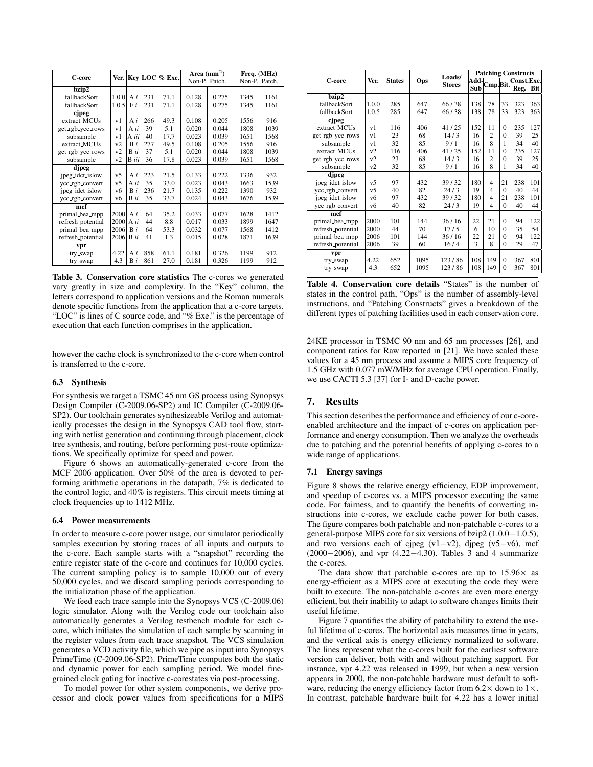| C-core | Ver. | Key | LOC | % Exe. | Area ($mm^2$) | | Freq. (MHz) | |
|---|---|---|---|---|---|---|---|---|
| | | | | | Non-P. | Patch. | Non-P. | Patch. |
| **bzip2** | | | | | | | | |
| fallbackSort | 1.0.0 | A *i* | 231 | 71.1 | 0.128 | 0.275 | 1345 | 1161 |
| fallbackSort | 1.0.5 | F *i* | 231 | 71.1 | 0.128 | 0.275 | 1345 | 1161 |
| **cjpeg** | | | | | | | | |
| extract_MCUs | v1 | A *i* | 266 | 49.3 | 0.108 | 0.205 | 1556 | 916 |
| get_rgb_ycc_rows | v1 | A *ii* | 39 | 5.1 | 0.020 | 0.044 | 1808 | 1039 |
| subsample | v1 | A *iii* | 40 | 17.7 | 0.023 | 0.039 | 1651 | 1568 |
| extract_MCUs | v2 | B *i* | 277 | 49.5 | 0.108 | 0.205 | 1556 | 916 |
| get_rgb_ycc_rows | v2 | B *ii* | 37 | 5.1 | 0.020 | 0.044 | 1808 | 1039 |
| subsample | v2 | B *iii* | 36 | 17.8 | 0.023 | 0.039 | 1651 | 1568 |
| **djpeg** | | | | | | | | |
| jpeg_idct_islow | v5 | A *i* | 223 | 21.5 | 0.133 | 0.222 | 1336 | 932 |
| ycc_rgb_convert | v5 | A *ii* | 35 | 33.0 | 0.023 | 0.043 | 1663 | 1539 |
| jpeg_idct_islow | v6 | B *i* | 236 | 21.7 | 0.135 | 0.222 | 1390 | 932 |
| ycc_rgb_convert | v6 | B *ii* | 35 | 33.7 | 0.024 | 0.043 | 1676 | 1539 |
| **mcf** | | | | | | | | |
| primal_bea_mpp | 2000 | A *i* | 64 | 35.2 | 0.033 | 0.077 | 1628 | 1412 |
| refresh_potential | 2000 | A *ii* | 44 | 8.8 | 0.017 | 0.033 | 1899 | 1647 |
| primal_bea_mpp | 2006 | B *i* | 64 | 53.3 | 0.032 | 0.077 | 1568 | 1412 |
| refresh_potential | 2006 | B *ii* | 41 | 1.3 | 0.015 | 0.028 | 1871 | 1639 |
| **vpr** | | | | | | | | |
| try_swap | 4.22 | A *i* | 858 | 61.1 | 0.181 | 0.326 | 1199 | 912 |
| try_swap | 4.3 | B *i* | 861 | 27.0 | 0.181 | 0.326 | 1199 | 912 |

**Table 3. Conservation core statistics** The c-cores we generated vary greatly in size and complexity. In the "Key" column, the letters correspond to application versions and the Roman numerals denote specific functions from the application that a c-core targets. "LOC" is lines of C source code, and "% Exe." is the percentage of execution that each function comprises in the application.

| C-core | Ver. | States | Ops | Loads/ Stores | Patching Constructs | | | | |
|---|---|---|---|---|---|---|---|---|---|
| | | | | | Add-Sub | Cmp. | Bit | Const. Reg. | Exc. Bit |
| **bzip2** | | | | | | | | | |
| fallbackSort | 1.0.0 | 285 | 647 | 66 / 38 | 138 | 78 | 33 | 323 | 363 |
| fallbackSort | 1.0.5 | 285 | 647 | 66 / 38 | 138 | 78 | 33 | 323 | 363 |
| **cjpeg** | | | | | | | | | |
| extract_MCUs | v1 | 116 | 406 | 41 / 25 | 152 | 11 | 0 | 235 | 127 |
| get_rgb_ycc_rows | v1 | 23 | 68 | 14 / 3 | 16 | 2 | 0 | 39 | 25 |
| subsample | v1 | 32 | 85 | 9 / 1 | 16 | 8 | 1 | 34 | 40 |
| extract_MCUs | v2 | 116 | 406 | 41 / 25 | 152 | 11 | 0 | 235 | 127 |
| get_rgb_ycc_rows | v2 | 23 | 68 | 14 / 3 | 16 | 2 | 0 | 39 | 25 |
| subsample | v2 | 32 | 85 | 9 / 1 | 16 | 8 | 1 | 34 | 40 |
| **djpeg** | | | | | | | | | |
| jpeg_idct_islow | v5 | 97 | 432 | 39 / 32 | 180 | 4 | 21 | 238 | 101 |
| ycc_rgb_convert | v5 | 40 | 82 | 24 / 3 | 19 | 4 | 0 | 40 | 44 |
| jpeg_idct_islow | v6 | 97 | 432 | 39 / 32 | 180 | 4 | 21 | 238 | 101 |
| ycc_rgb_convert | v6 | 40 | 82 | 24 / 3 | 19 | 4 | 0 | 40 | 44 |
| **mcf** | | | | | | | | | |
| primal_bea_mpp | 2000 | 101 | 144 | 36 / 16 | 22 | 21 | 0 | 94 | 122 |
| refresh_potential | 2000 | 44 | 70 | 17 / 5 | 6 | 10 | 0 | 35 | 54 |
| primal_bea_mpp | 2006 | 101 | 144 | 36 / 16 | 22 | 21 | 0 | 94 | 122 |
| refresh_potential | 2006 | 39 | 60 | 16 / 4 | 3 | 8 | 0 | 29 | 47 |
| **vpr** | | | | | | | | | |
| try_swap | 4.22 | 652 | 1095 | 123 / 86 | 108 | 149 | 0 | 367 | 801 |
| try_swap | 4.3 | 652 | 1095 | 123 / 86 | 108 | 149 | 0 | 367 | 801 |

**Table 4. Conservation core details** "States" is the number of states in the control path, "Ops" is the number of assembly-level instructions, and "Patching Constructs" gives a breakdown of the different types of patching facilities used in each conservation core.

however the cache clock is synchronized to the c-core when control is transferred to the c-core.

### 6.3 Synthesis

For synthesis we target a TSMC 45 nm GS process using Synopsys Design Compiler (C-2009.06-SP2) and IC Compiler (C-2009.06-SP2). Our toolchain generates synthesizeable Verilog and automatically processes the design in the Synopsys CAD tool flow, starting with netlist generation and continuing through placement, clock tree synthesis, and routing, before performing post-route optimizations. We specifically optimize for speed and power.

Figure 6 shows an automatically-generated c-core from the MCF 2006 application. Over 50% of the area is devoted to performing arithmetic operations in the datapath, 7% is dedicated to the control logic, and 40% is registers. This circuit meets timing at clock frequencies up to 1412 MHz.

### 6.4 Power measurements

In order to measure c-core power usage, our simulator periodically samples execution by storing traces of all inputs and outputs to the c-core. Each sample starts with a "snapshot" recording the entire register state of the c-core and continues for 10,000 cycles. The current sampling policy is to sample 10,000 out of every 50,000 cycles, and we discard sampling periods corresponding to the initialization phase of the application.

We feed each trace sample into the Synopsys VCS (C-2009.06) logic simulator. Along with the Verilog code our toolchain also automatically generates a Verilog testbench module for each c-core, which initiates the simulation of each sample by scanning in the register values from each trace snapshot. The VCS simulation generates a VCD activity file, which we pipe as input into Synopsys PrimeTime (C-2009.06-SP2). PrimeTime computes both the static and dynamic power for each sampling period. We model fine-grained clock gating for inactive c-corestates via post-processing.

To model power for other system components, we derive processor and clock power values from specifications for a MIPS 24KE processor in TSMC 90 nm and 65 nm processes [26], and component ratios for Raw reported in [21]. We have scaled these values for a 45 nm process and assume a MIPS core frequency of 1.5 GHz with 0.077 mW/MHz for average CPU operation. Finally, we use CACTI 5.3 [37] for I- and D-cache power.

## 7. Results

This section describes the performance and efficiency of our c-core-enabled architecture and the impact of c-cores on application performance and energy consumption. Then we analyze the overheads due to patching and the potential benefits of applying c-cores to a wide range of applications.

### 7.1 Energy savings

Figure 8 shows the relative energy efficiency, EDP improvement, and speedup of c-cores vs. a MIPS processor executing the same code. For fairness, and to quantify the benefits of converting instructions into c-cores, we exclude cache power for both cases. The figure compares both patchable and non-patchable c-cores to a general-purpose MIPS core for six versions of bzip2 (1.0.0−1.0.5), and two versions each of cjpeg (v1−v2), djpeg (v5−v6), mcf (2000−2006), and vpr (4.22−4.30). Tables 3 and 4 summarize the c-cores.

The data show that patchable c-cores are up to 15.96× as energy-efficient as a MIPS core at executing the code they were built to execute. The non-patchable c-cores are even more energy efficient, but their inability to adapt to software changes limits their useful lifetime.

Figure 7 quantifies the ability of patchability to extend the useful lifetime of c-cores. The horizontal axis measures time in years, and the vertical axis is energy efficiency normalized to software. The lines represent what the c-cores built for the earliest software version can deliver, both with and without patching support. For instance, vpr 4.22 was released in 1999, but when a new version appears in 2000, the non-patchable hardware must default to software, reducing the energy efficiency factor from 6.2× down to 1×. In contrast, patchable hardware built for 4.22 has a lower initial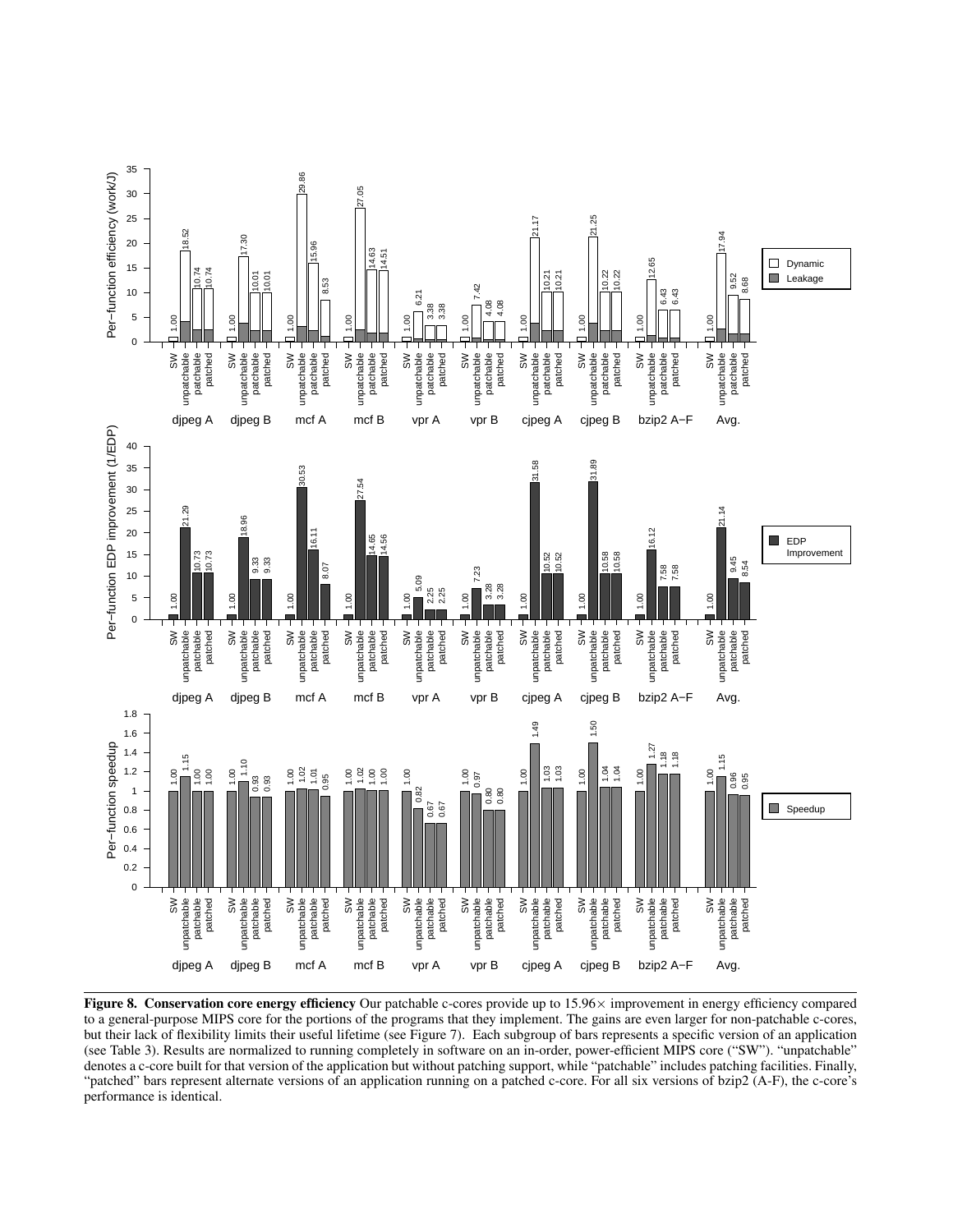**Figure 8. Conservation core energy efficiency** Our patchable c-cores provide up to 15.96× improvement in energy efficiency compared to a general-purpose MIPS core for the portions of the programs that they implement. The gains are even larger for non-patchable c-cores, but their lack of flexibility limits their useful lifetime (see Figure 7). Each subgroup of bars represents a specific version of an application (see Table 3). Results are normalized to running completely in software on an in-order, power-efficient MIPS core ("SW"). "unpatchable" denotes a c-core built for that version of the application but without patching support, while "patchable" includes patching facilities. Finally, "patched" bars represent alternate versions of an application running on a patched c-core. For all six versions of bzip2 (A-F), the c-core's performance is identical.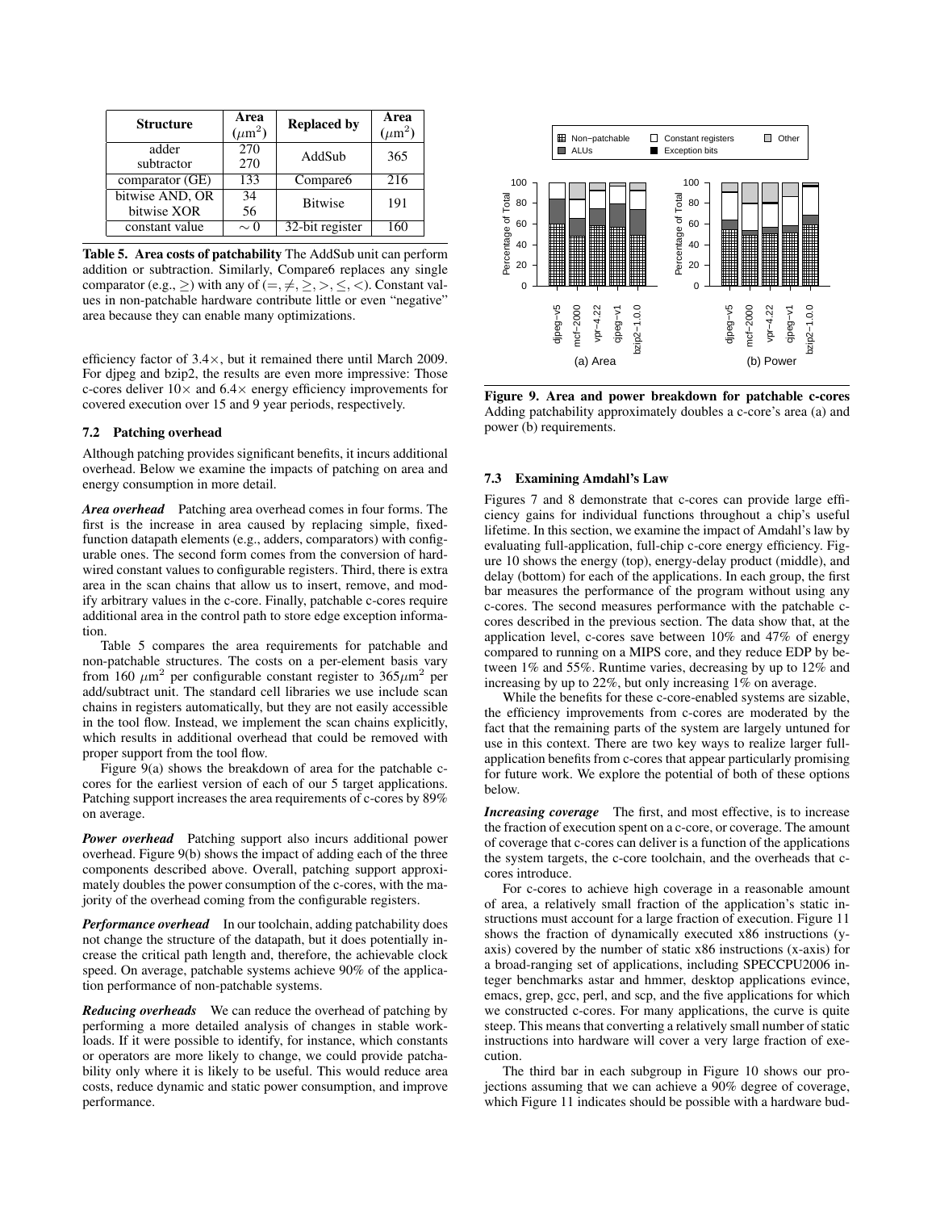| Structure | Area ($\mu$m$^2$) | Replaced by | Area ($\mu$m$^2$) |
|---|---|---|---|
| adder | 270 | AddSub | 365 |
| subtractor | 270 | | |
| comparator (GE) | 133 | Compare6 | 216 |
| bitwise AND, OR | 34 | Bitwise | 191 |
| bitwise XOR | 56 | | |
| constant value | $\sim 0$ | 32-bit register | 160 |

**Table 5. Area costs of patchability** The AddSub unit can perform addition or subtraction. Similarly, Compare6 replaces any single comparator (e.g., $\geq$) with any of ($=, \neq, \geq, >, \leq, <$). Constant values in non-patchable hardware contribute little or even "negative" area because they can enable many optimizations.

efficiency factor of 3.4×, but it remained there until March 2009. For djpeg and bzip2, the results are even more impressive: Those c-cores deliver 10× and 6.4× energy efficiency improvements for covered execution over 15 and 9 year periods, respectively.

### 7.2 Patching overhead

Although patching provides significant benefits, it incurs additional overhead. Below we examine the impacts of patching on area and energy consumption in more detail.

***Area overhead*** Patching area overhead comes in four forms. The first is the increase in area caused by replacing simple, fixed-function datapath elements (e.g., adders, comparators) with configurable ones. The second form comes from the conversion of hardwired constant values to configurable registers. Third, there is extra area in the scan chains that allow us to insert, remove, and modify arbitrary values in the c-core. Finally, patchable c-cores require additional area in the control path to store edge exception information.

Table 5 compares the area requirements for patchable and non-patchable structures. The costs on a per-element basis vary from 160 $\mu$m$^2$ per configurable constant register to 365$\mu$m$^2$ per add/subtract unit. The standard cell libraries we use include scan chains in registers automatically, but they are not easily accessible in the tool flow. Instead, we implement the scan chains explicitly, which results in additional overhead that could be removed with proper support from the tool flow.

Figure 9(a) shows the breakdown of area for the patchable c-cores for the earliest version of each of our 5 target applications. Patching support increases the area requirements of c-cores by 89% on average.

***Power overhead*** Patching support also incurs additional power overhead. Figure 9(b) shows the impact of adding each of the three components described above. Overall, patching support approximately doubles the power consumption of the c-cores, with the majority of the overhead coming from the configurable registers.

***Performance overhead*** In our toolchain, adding patchability does not change the structure of the datapath, but it does potentially increase the critical path length and, therefore, the achievable clock speed. On average, patchable systems achieve 90% of the application performance of non-patchable systems.

***Reducing overheads*** We can reduce the overhead of patching by performing a more detailed analysis of changes in stable workloads. If it were possible to identify, for instance, which constants or operators are more likely to change, we could provide patchability only where it is likely to be useful. This would reduce area costs, reduce dynamic and static power consumption, and improve performance.

**Figure 9. Area and power breakdown for patchable c-cores** Adding patchability approximately doubles a c-core's area (a) and power (b) requirements.

### 7.3 Examining Amdahl's Law

Figures 7 and 8 demonstrate that c-cores can provide large efficiency gains for individual functions throughout a chip's useful lifetime. In this section, we examine the impact of Amdahl's law by evaluating full-application, full-chip c-core energy efficiency. Figure 10 shows the energy (top), energy-delay product (middle), and delay (bottom) for each of the applications. In each group, the first bar measures the performance of the program without using any c-cores. The second measures performance with the patchable c-cores described in the previous section. The data show that, at the application level, c-cores save between 10% and 47% of energy compared to running on a MIPS core, and they reduce EDP by between 1% and 55%. Runtime varies, decreasing by up to 12% and increasing by up to 22%, but only increasing 1% on average.

While the benefits for these c-core-enabled systems are sizable, the efficiency improvements from c-cores are moderated by the fact that the remaining parts of the system are largely untuned for use in this context. There are two key ways to realize larger full-application benefits from c-cores that appear particularly promising for future work. We explore the potential of both of these options below.

***Increasing coverage*** The first, and most effective, is to increase the fraction of execution spent on a c-core, or coverage. The amount of coverage that c-cores can deliver is a function of the applications the system targets, the c-core toolchain, and the overheads that c-cores introduce.

For c-cores to achieve high coverage in a reasonable amount of area, a relatively small fraction of the application's static instructions must account for a large fraction of execution. Figure 11 shows the fraction of dynamically executed x86 instructions (y-axis) covered by the number of static x86 instructions (x-axis) for a broad-ranging set of applications, including SPECCPU2006 integer benchmarks astar and hmmer, desktop applications evince, emacs, grep, gcc, perl, and scp, and the five applications for which we constructed c-cores. For many applications, the curve is quite steep. This means that converting a relatively small number of static instructions into hardware will cover a very large fraction of execution.

The third bar in each subgroup in Figure 10 shows our projections assuming that we can achieve a 90% degree of coverage, which Figure 11 indicates should be possible with a hardware bud-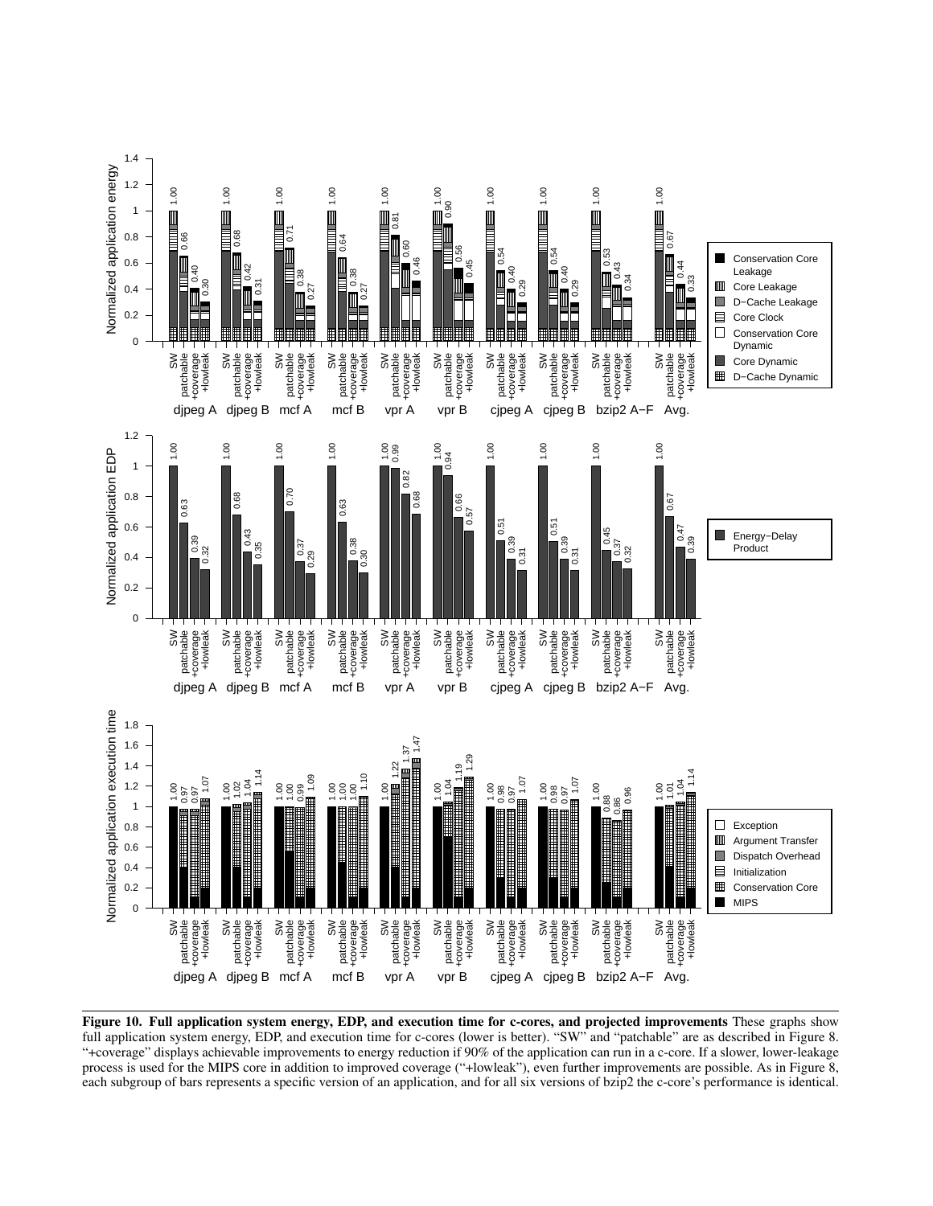**Figure 10. Full application system energy, EDP, and execution time for c-cores, and projected improvements** These graphs show full application system energy, EDP, and execution time for c-cores (lower is better). "SW" and "patchable" are as described in Figure 8. "+coverage" displays achievable improvements to energy reduction if 90% of the application can run in a c-core. If a slower, lower-leakage process is used for the MIPS core in addition to improved coverage ("+lowleak"), even further improvements are possible. As in Figure 8, each subgroup of bars represents a specific version of an application, and for all six versions of bzip2 the c-core's performance is identical.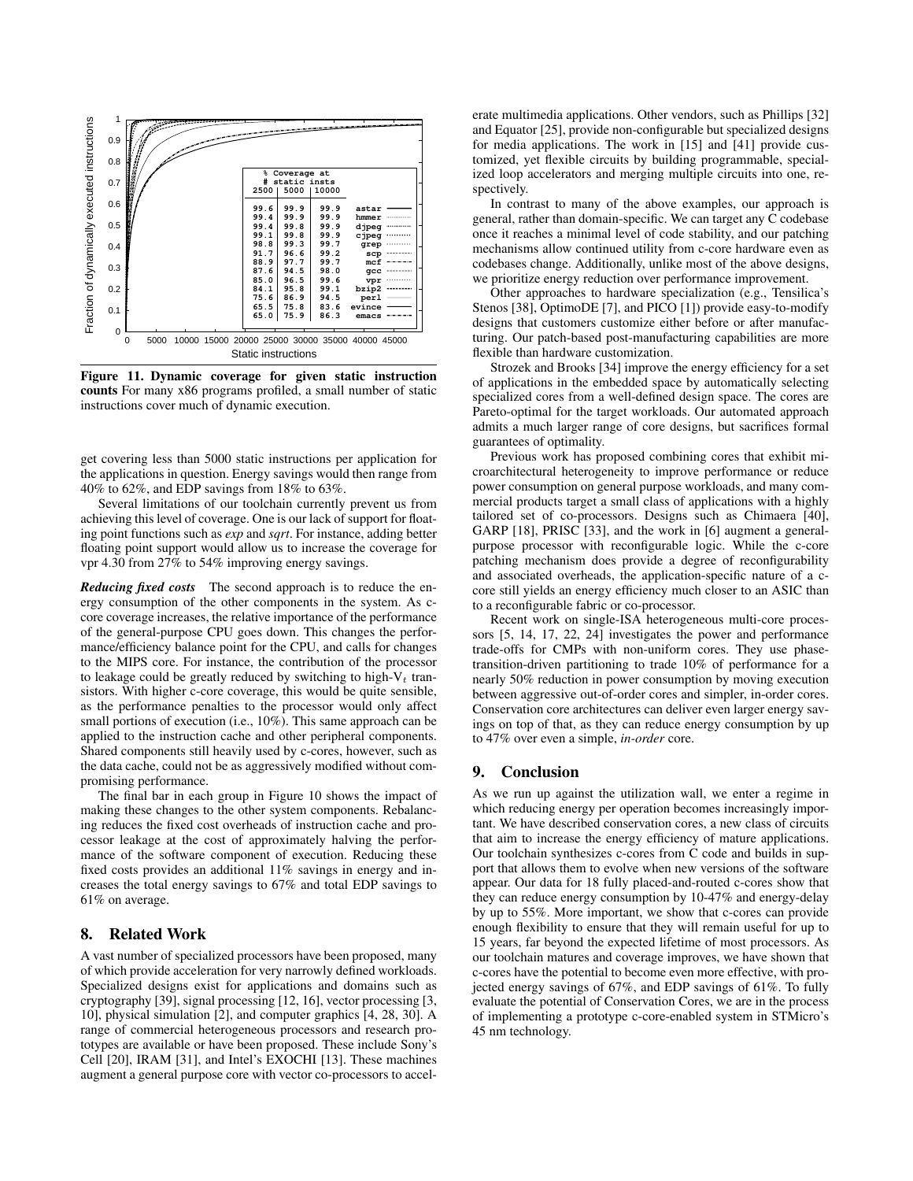| # static insts | 2500 | 5000 | 10000 | |
|---|---|---|---|---|
| astar | 99.6 | 99.9 | 99.9 | |
| hmmer | 99.4 | 99.9 | 99.9 | |
| djpeg | 99.4 | 99.8 | 99.9 | |
| cjpeg | 99.1 | 99.8 | 99.9 | |
| grep | 98.8 | 99.3 | 99.7 | |
| scp | 91.7 | 96.6 | 99.2 | |
| mcf | 88.9 | 97.7 | 99.7 | |
| gcc | 87.6 | 94.5 | 98.0 | |
| vpr | 85.0 | 96.5 | 99.6 | |
| bzip2 | 84.1 | 95.8 | 99.1 | |
| perl | 75.6 | 86.9 | 94.5 | |
| evince | 65.5 | 75.8 | 83.6 | |
| emacs | 65.0 | 75.9 | 86.3 | |

**Figure 11. Dynamic coverage for given static instruction counts** For many x86 programs profiled, a small number of static instructions cover much of dynamic execution.

get covering less than 5000 static instructions per application for the applications in question. Energy savings would then range from 40% to 62%, and EDP savings from 18% to 63%.

Several limitations of our toolchain currently prevent us from achieving this level of coverage. One is our lack of support for floating point functions such as *exp* and *sqrt*. For instance, adding better floating point support would allow us to increase the coverage for vpr 4.30 from 27% to 54% improving energy savings.

***Reducing fixed costs*** The second approach is to reduce the energy consumption of the other components in the system. As c-core coverage increases, the relative importance of the performance of the general-purpose CPU goes down. This changes the performance/efficiency balance point for the CPU, and calls for changes to the MIPS core. For instance, the contribution of the processor to leakage could be greatly reduced by switching to high-$V_t$ transistors. With higher c-core coverage, this would be quite sensible, as the performance penalties to the processor would only affect small portions of execution (i.e., 10%). This same approach can be applied to the instruction cache and other peripheral components. Shared components still heavily used by c-cores, however, such as the data cache, could not be as aggressively modified without compromising performance.

The final bar in each group in Figure 10 shows the impact of making these changes to the other system components. Rebalancing reduces the fixed cost overheads of instruction cache and processor leakage at the cost of approximately halving the performance of the software component of execution. Reducing these fixed costs provides an additional 11% savings in energy and increases the total energy savings to 67% and total EDP savings to 61% on average.

## 8. Related Work

A vast number of specialized processors have been proposed, many of which provide acceleration for very narrowly defined workloads. Specialized designs exist for applications and domains such as cryptography [39], signal processing [12, 16], vector processing [3, 10], physical simulation [2], and computer graphics [4, 28, 30]. A range of commercial heterogeneous processors and research prototypes are available or have been proposed. These include Sony's Cell [20], IRAM [31], and Intel's EXOCHI [13]. These machines augment a general purpose core with vector co-processors to accelerate multimedia applications. Other vendors, such as Phillips [32] and Equator [25], provide non-configurable but specialized designs for media applications. The work in [15] and [41] provide customized, yet flexible circuits by building programmable, specialized loop accelerators and merging multiple circuits into one, respectively.

In contrast to many of the above examples, our approach is general, rather than domain-specific. We can target any C codebase once it reaches a minimal level of code stability, and our patching mechanisms allow continued utility from c-core hardware even as codebases change. Additionally, unlike most of the above designs, we prioritize energy reduction over performance improvement.

Other approaches to hardware specialization (e.g., Tensilica's Stenos [38], OptimoDE [7], and PICO [1]) provide easy-to-modify designs that customers customize either before or after manufacturing. Our patch-based post-manufacturing capabilities are more flexible than hardware customization.

Strozek and Brooks [34] improve the energy efficiency for a set of applications in the embedded space by automatically selecting specialized cores from a well-defined design space. The cores are Pareto-optimal for the target workloads. Our automated approach admits a much larger range of core designs, but sacrifices formal guarantees of optimality.

Previous work has proposed combining cores that exhibit microarchitectural heterogeneity to improve performance or reduce power consumption on general purpose workloads, and many commercial products target a small class of applications with a highly tailored set of co-processors. Designs such as Chimaera [40], GARP [18], PRISC [33], and the work in [6] augment a general-purpose processor with reconfigurable logic. While the c-core patching mechanism does provide a degree of reconfigurability and associated overheads, the application-specific nature of a c-core still yields an energy efficiency much closer to an ASIC than to a reconfigurable fabric or co-processor.

Recent work on single-ISA heterogeneous multi-core processors [5, 14, 17, 22, 24] investigates the power and performance trade-offs for CMPs with non-uniform cores. They use phase-transition-driven partitioning to trade 10% of performance for a nearly 50% reduction in power consumption by moving execution between aggressive out-of-order cores and simpler, in-order cores. Conservation core architectures can deliver even larger energy savings on top of that, as they can reduce energy consumption by up to 47% over even a simple, *in-order* core.

## 9. Conclusion

As we run up against the utilization wall, we enter a regime in which reducing energy per operation becomes increasingly important. We have described conservation cores, a new class of circuits that aim to increase the energy efficiency of mature applications. Our toolchain synthesizes c-cores from C code and builds in support that allows them to evolve when new versions of the software appear. Our data for 18 fully placed-and-routed c-cores show that they can reduce energy consumption by 10-47% and energy-delay by up to 55%. More important, we show that c-cores can provide enough flexibility to ensure that they will remain useful for up to 15 years, far beyond the expected lifetime of most processors. As our toolchain matures and coverage improves, we have shown that c-cores have the potential to become even more effective, with projected energy savings of 67%, and EDP savings of 61%. To fully evaluate the potential of Conservation Cores, we are in the process of implementing a prototype c-core-enabled system in STMicro's 45 nm technology.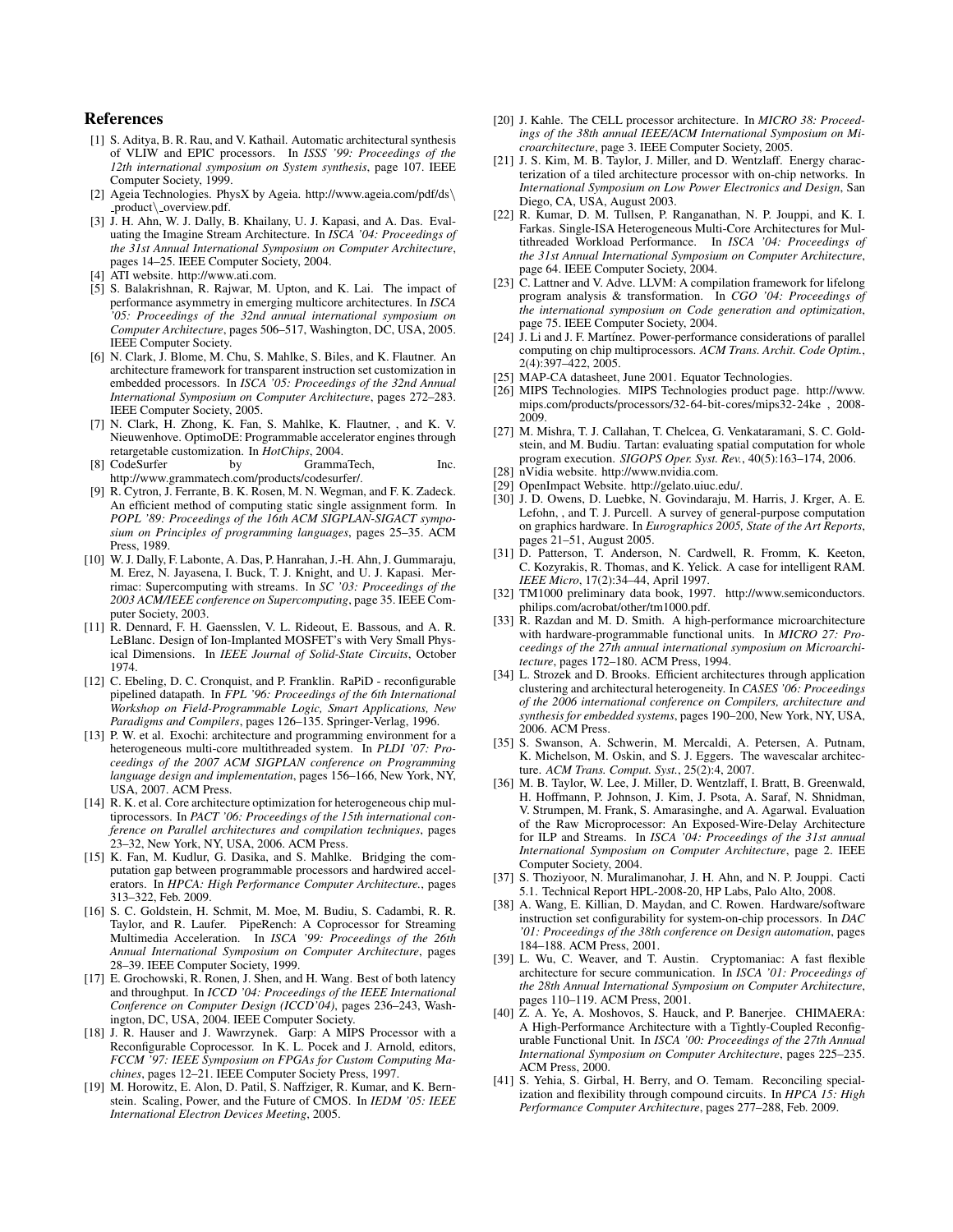## References

[1] S. Aditya, B. R. Rau, and V. Kathail. Automatic architectural synthesis of VLIW and EPIC processors. In *ISSS '99: Proceedings of the 12th international symposium on System synthesis*, page 107. IEEE Computer Society, 1999.

[2] Ageia Technologies. PhysX by Ageia. http://www.ageia.com/pdf/ds\_product\_overview.pdf.

[3] J. H. Ahn, W. J. Dally, B. Khailany, U. J. Kapasi, and A. Das. Evaluating the Imagine Stream Architecture. In *ISCA '04: Proceedings of the 31st Annual International Symposium on Computer Architecture*, pages 14–25. IEEE Computer Society, 2004.

[4] ATI website. http://www.ati.com.

[5] S. Balakrishnan, R. Rajwar, M. Upton, and K. Lai. The impact of performance asymmetry in emerging multicore architectures. In *ISCA '05: Proceedings of the 32nd annual international symposium on Computer Architecture*, pages 506–517, Washington, DC, USA, 2005. IEEE Computer Society.

[6] N. Clark, J. Blome, M. Chu, S. Mahlke, S. Biles, and K. Flautner. An architecture framework for transparent instruction set customization in embedded processors. In *ISCA '05: Proceedings of the 32nd Annual International Symposium on Computer Architecture*, pages 272–283. IEEE Computer Society, 2005.

[7] N. Clark, H. Zhong, K. Fan, S. Mahlke, K. Flautner, , and K. V. Nieuwenhove. OptimoDE: Programmable accelerator engines through retargetable customization. In *HotChips*, 2004.

[8] CodeSurfer by GrammaTech, Inc. http://www.grammatech.com/products/codesurfer/.

[9] R. Cytron, J. Ferrante, B. K. Rosen, M. N. Wegman, and F. K. Zadeck. An efficient method of computing static single assignment form. In *POPL '89: Proceedings of the 16th ACM SIGPLAN-SIGACT symposium on Principles of programming languages*, pages 25–35. ACM Press, 1989.

[10] W. J. Dally, F. Labonte, A. Das, P. Hanrahan, J.-H. Ahn, J. Gummaraju, M. Erez, N. Jayasena, I. Buck, T. J. Knight, and U. J. Kapasi. Merrimac: Supercomputing with streams. In *SC '03: Proceedings of the 2003 ACM/IEEE conference on Supercomputing*, page 35. IEEE Computer Society, 2003.

[11] R. Dennard, F. H. Gaensslen, V. L. Rideout, E. Bassous, and A. R. LeBlanc. Design of Ion-Implanted MOSFET's with Very Small Physical Dimensions. In *IEEE Journal of Solid-State Circuits*, October 1974.

[12] C. Ebeling, D. C. Cronquist, and P. Franklin. RaPiD - reconfigurable pipelined datapath. In *FPL '96: Proceedings of the 6th International Workshop on Field-Programmable Logic, Smart Applications, New Paradigms and Compilers*, pages 126–135. Springer-Verlag, 1996.

[13] P. W. et al. Exochi: architecture and programming environment for a heterogeneous multi-core multithreaded system. In *PLDI '07: Proceedings of the 2007 ACM SIGPLAN conference on Programming language design and implementation*, pages 156–166, New York, NY, USA, 2007. ACM Press.

[14] R. K. et al. Core architecture optimization for heterogeneous chip multiprocessors. In *PACT '06: Proceedings of the 15th international conference on Parallel architectures and compilation techniques*, pages 23–32, New York, NY, USA, 2006. ACM Press.

[15] K. Fan, M. Kudlur, G. Dasika, and S. Mahlke. Bridging the computation gap between programmable processors and hardwired accelerators. In *HPCA: High Performance Computer Architecture.*, pages 313–322, Feb. 2009.

[16] S. C. Goldstein, H. Schmit, M. Moe, M. Budiu, S. Cadambi, R. R. Taylor, and R. Laufer. PipeRench: A Coprocessor for Streaming Multimedia Acceleration. In *ISCA '99: Proceedings of the 26th Annual International Symposium on Computer Architecture*, pages 28–39. IEEE Computer Society, 1999.

[17] E. Grochowski, R. Ronen, J. Shen, and H. Wang. Best of both latency and throughput. In *ICCD '04: Proceedings of the IEEE International Conference on Computer Design (ICCD'04)*, pages 236–243, Washington, DC, USA, 2004. IEEE Computer Society.

[18] J. R. Hauser and J. Wawrzynek. Garp: A MIPS Processor with a Reconfigurable Coprocessor. In K. L. Pocek and J. Arnold, editors, *FCCM '97: IEEE Symposium on FPGAs for Custom Computing Machines*, pages 12–21. IEEE Computer Society Press, 1997.

[19] M. Horowitz, E. Alon, D. Patil, S. Naffziger, R. Kumar, and K. Bernstein. Scaling, Power, and the Future of CMOS. In *IEDM '05: IEEE International Electron Devices Meeting*, 2005.

[20] J. Kahle. The CELL processor architecture. In *MICRO 38: Proceedings of the 38th annual IEEE/ACM International Symposium on Microarchitecture*, page 3. IEEE Computer Society, 2005.

[21] J. S. Kim, M. B. Taylor, J. Miller, and D. Wentzlaff. Energy characterization of a tiled architecture processor with on-chip networks. In *International Symposium on Low Power Electronics and Design*, San Diego, CA, USA, August 2003.

[22] R. Kumar, D. M. Tullsen, P. Ranganathan, N. P. Jouppi, and K. I. Farkas. Single-ISA Heterogeneous Multi-Core Architectures for Multithreaded Workload Performance. In *ISCA '04: Proceedings of the 31st Annual International Symposium on Computer Architecture*, page 64. IEEE Computer Society, 2004.

[23] C. Lattner and V. Adve. LLVM: A compilation framework for lifelong program analysis & transformation. In *CGO '04: Proceedings of the international symposium on Code generation and optimization*, page 75. IEEE Computer Society, 2004.

[24] J. Li and J. F. Martínez. Power-performance considerations of parallel computing on chip multiprocessors. *ACM Trans. Archit. Code Optim.*, 2(4):397–422, 2005.

[25] MAP-CA datasheet, June 2001. Equator Technologies.

[26] MIPS Technologies. MIPS Technologies product page. http://www.mips.com/products/processors/32-64-bit-cores/mips32-24ke , 2008-2009.

[27] M. Mishra, T. J. Callahan, T. Chelcea, G. Venkataramani, S. C. Goldstein, and M. Budiu. Tartan: evaluating spatial computation for whole program execution. *SIGOPS Oper. Syst. Rev.*, 40(5):163–174, 2006.

[28] nVidia website. http://www.nvidia.com.

[29] OpenImpact Website. http://gelato.uiuc.edu/.

[30] J. D. Owens, D. Luebke, N. Govindaraju, M. Harris, J. Krger, A. E. Lefohn, , and T. J. Purcell. A survey of general-purpose computation on graphics hardware. In *Eurographics 2005, State of the Art Reports*, pages 21–51, August 2005.

[31] D. Patterson, T. Anderson, N. Cardwell, R. Fromm, K. Keeton, C. Kozyrakis, R. Thomas, and K. Yelick. A case for intelligent RAM. *IEEE Micro*, 17(2):34–44, April 1997.

[32] TM1000 preliminary data book, 1997. http://www.semiconductors.philips.com/acrobat/other/tm1000.pdf.

[33] R. Razdan and M. D. Smith. A high-performance microarchitecture with hardware-programmable functional units. In *MICRO 27: Proceedings of the 27th annual international symposium on Microarchitecture*, pages 172–180. ACM Press, 1994.

[34] L. Strozek and D. Brooks. Efficient architectures through application clustering and architectural heterogeneity. In *CASES '06: Proceedings of the 2006 international conference on Compilers, architecture and synthesis for embedded systems*, pages 190–200, New York, NY, USA, 2006. ACM Press.

[35] S. Swanson, A. Schwerin, M. Mercaldi, A. Petersen, A. Putnam, K. Michelson, M. Oskin, and S. J. Eggers. The wavescalar architecture. *ACM Trans. Comput. Syst.*, 25(2):4, 2007.

[36] M. B. Taylor, W. Lee, J. Miller, D. Wentzlaff, I. Bratt, B. Greenwald, H. Hoffmann, P. Johnson, J. Kim, J. Psota, A. Saraf, N. Shnidman, V. Strumpen, M. Frank, S. Amarasinghe, and A. Agarwal. Evaluation of the Raw Microprocessor: An Exposed-Wire-Delay Architecture for ILP and Streams. In *ISCA '04: Proceedings of the 31st annual International Symposium on Computer Architecture*, page 2. IEEE Computer Society, 2004.

[37] S. Thoziyoor, N. Muralimanohar, J. H. Ahn, and N. P. Jouppi. Cacti 5.1. Technical Report HPL-2008-20, HP Labs, Palo Alto, 2008.

[38] A. Wang, E. Killian, D. Maydan, and C. Rowen. Hardware/software instruction set configurability for system-on-chip processors. In *DAC '01: Proceedings of the 38th conference on Design automation*, pages 184–188. ACM Press, 2001.

[39] L. Wu, C. Weaver, and T. Austin. Cryptomaniac: A fast flexible architecture for secure communication. In *ISCA '01: Proceedings of the 28th Annual International Symposium on Computer Architecture*, pages 110–119. ACM Press, 2001.

[40] Z. A. Ye, A. Moshovos, S. Hauck, and P. Banerjee. CHIMAERA: A High-Performance Architecture with a Tightly-Coupled Reconfigurable Functional Unit. In *ISCA '00: Proceedings of the 27th Annual International Symposium on Computer Architecture*, pages 225–235. ACM Press, 2000.

[41] S. Yehia, S. Girbal, H. Berry, and O. Temam. Reconciling specialization and flexibility through compound circuits. In *HPCA 15: High Performance Computer Architecture*, pages 277–288, Feb. 2009.